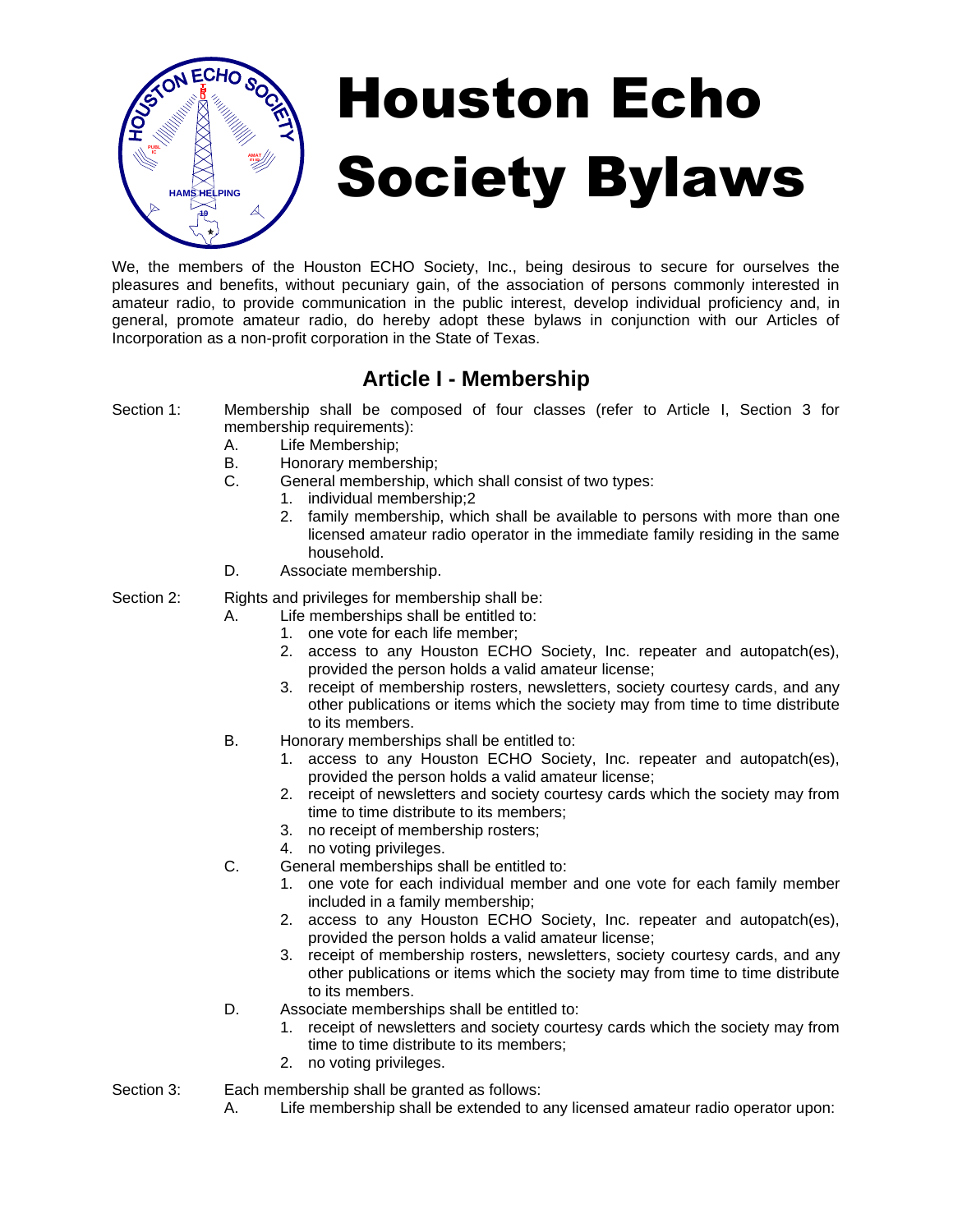# Houston Echo Society Bylaws

We, the members of the Houston ECHO Society, Inc., being desirous to secure for ourselves the pleasures and benefits, without pecuniary gain, of the association of persons commonly interested in amateur radio, to provide communication in the public interest, develop individual proficiency and, in general, promote amateur radio, do hereby adopt these bylaws in conjunction with our Articles of Incorporation as a non-profit corporation in the State of Texas.

## Article I - Membership

Section 1: Membership shall be composed of four classes (refer to Article I, Section 3 for membership requirements):

- A. Life Membership;
- B. Honorary membership;
- C. General membership, which shall consist of two types:
  1. individual membership;2
  2. family membership, which shall be available to persons with more than one licensed amateur radio operator in the immediate family residing in the same household.
- D. Associate membership.

Section 2: Rights and privileges for membership shall be:

- A. Life memberships shall be entitled to:
  1. one vote for each life member;
  2. access to any Houston ECHO Society, Inc. repeater and autopatch(es), provided the person holds a valid amateur license;
  3. receipt of membership rosters, newsletters, society courtesy cards, and any other publications or items which the society may from time to time distribute to its members.
- B. Honorary memberships shall be entitled to:
  1. access to any Houston ECHO Society, Inc. repeater and autopatch(es), provided the person holds a valid amateur license;
  2. receipt of newsletters and society courtesy cards which the society may from time to time distribute to its members;
  3. no receipt of membership rosters;
  4. no voting privileges.
- C. General memberships shall be entitled to:
  1. one vote for each individual member and one vote for each family member included in a family membership;
  2. access to any Houston ECHO Society, Inc. repeater and autopatch(es), provided the person holds a valid amateur license;
  3. receipt of membership rosters, newsletters, society courtesy cards, and any other publications or items which the society may from time to time distribute to its members.
- D. Associate memberships shall be entitled to:
  1. receipt of newsletters and society courtesy cards which the society may from time to time distribute to its members;
  2. no voting privileges.

Section 3: Each membership shall be granted as follows:

- A. Life membership shall be extended to any licensed amateur radio operator upon: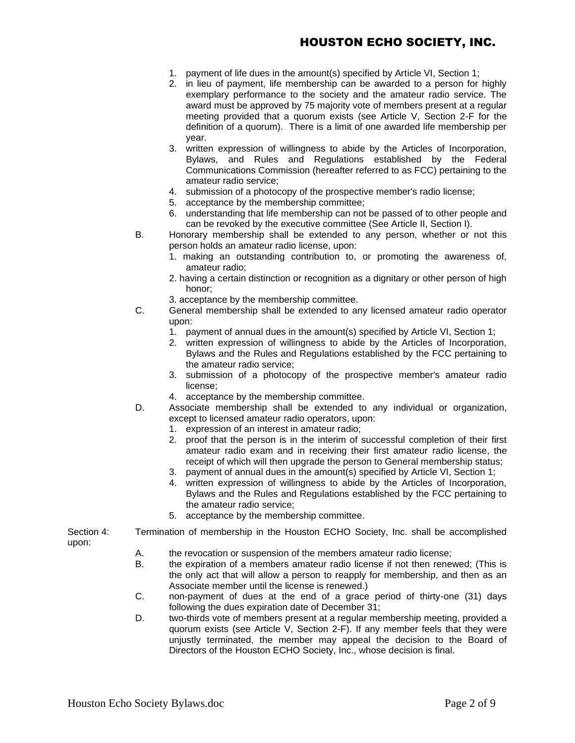1. payment of life dues in the amount(s) specified by Article VI, Section 1;
2. in lieu of payment, life membership can be awarded to a person for highly exemplary performance to the society and the amateur radio service. The award must be approved by 75 majority vote of members present at a regular meeting provided that a quorum exists (see Article V, Section 2-F for the definition of a quorum). There is a limit of one awarded life membership per year.
3. written expression of willingness to abide by the Articles of Incorporation, Bylaws, and Rules and Regulations established by the Federal Communications Commission (hereafter referred to as FCC) pertaining to the amateur radio service;
4. submission of a photocopy of the prospective member's radio license;
5. acceptance by the membership committee;
6. understanding that life membership can not be passed of to other people and can be revoked by the executive committee (See Article II, Section I).

B. Honorary membership shall be extended to any person, whether or not this person holds an amateur radio license, upon:
   1. making an outstanding contribution to, or promoting the awareness of, amateur radio;
   2. having a certain distinction or recognition as a dignitary or other person of high honor;
   3. acceptance by the membership committee.

C. General membership shall be extended to any licensed amateur radio operator upon:
   1. payment of annual dues in the amount(s) specified by Article VI, Section 1;
   2. written expression of willingness to abide by the Articles of Incorporation, Bylaws and the Rules and Regulations established by the FCC pertaining to the amateur radio service;
   3. submission of a photocopy of the prospective member's amateur radio license;
   4. acceptance by the membership committee.

D. Associate membership shall be extended to any individual or organization, except to licensed amateur radio operators, upon:
   1. expression of an interest in amateur radio;
   2. proof that the person is in the interim of successful completion of their first amateur radio exam and in receiving their first amateur radio license, the receipt of which will then upgrade the person to General membership status;
   3. payment of annual dues in the amount(s) specified by Article VI, Section 1;
   4. written expression of willingness to abide by the Articles of Incorporation, Bylaws and the Rules and Regulations established by the FCC pertaining to the amateur radio service;
   5. acceptance by the membership committee.

Section 4: Termination of membership in the Houston ECHO Society, Inc. shall be accomplished upon:

A. the revocation or suspension of the members amateur radio license;

B. the expiration of a members amateur radio license if not then renewed; (This is the only act that will allow a person to reapply for membership, and then as an Associate member until the license is renewed.)

C. non-payment of dues at the end of a grace period of thirty-one (31) days following the dues expiration date of December 31;

D. two-thirds vote of members present at a regular membership meeting, provided a quorum exists (see Article V, Section 2-F). If any member feels that they were unjustly terminated, the member may appeal the decision to the Board of Directors of the Houston ECHO Society, Inc., whose decision is final.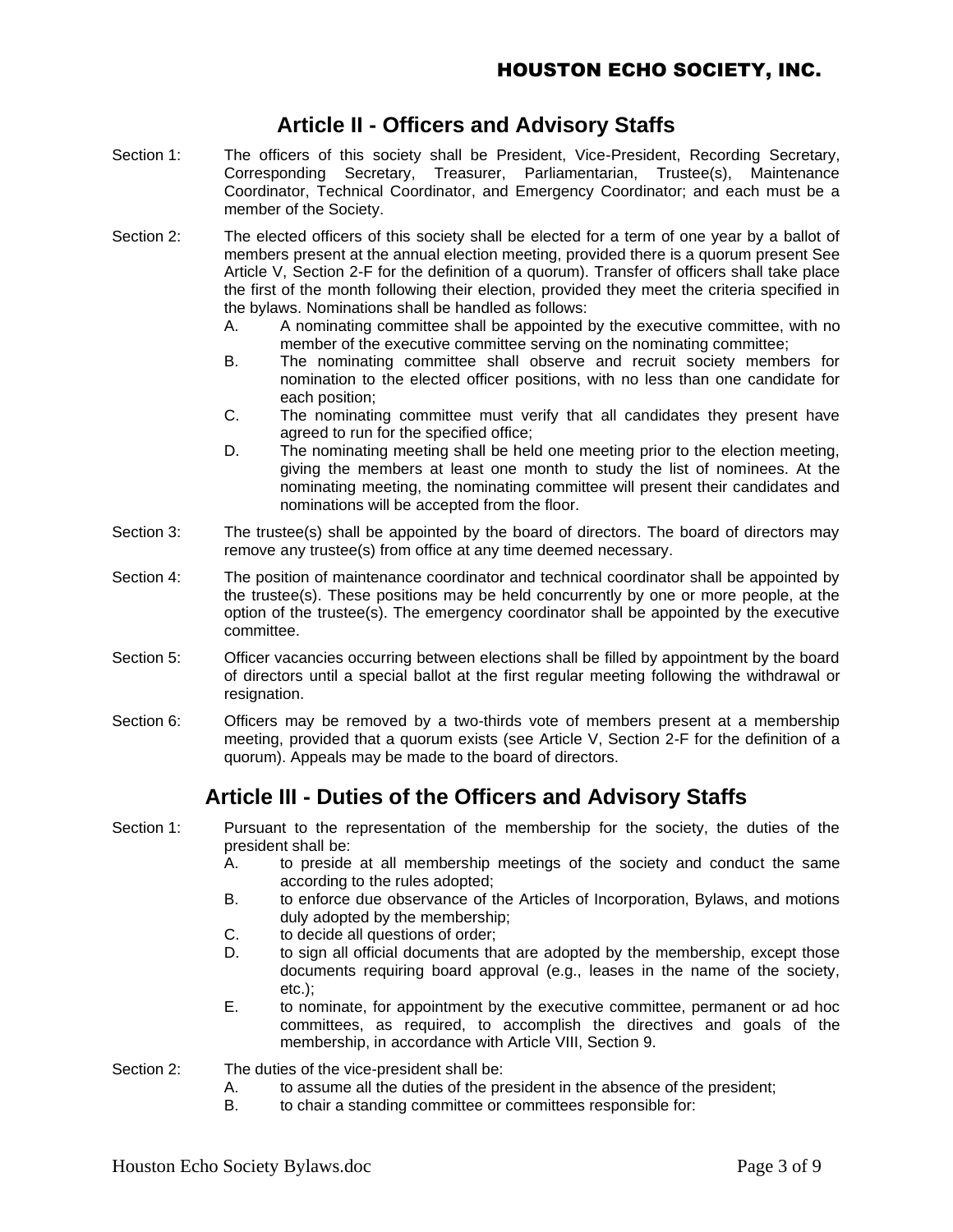## Article II - Officers and Advisory Staffs

Section 1: The officers of this society shall be President, Vice-President, Recording Secretary, Corresponding Secretary, Treasurer, Parliamentarian, Trustee(s), Maintenance Coordinator, Technical Coordinator, and Emergency Coordinator; and each must be a member of the Society.

Section 2: The elected officers of this society shall be elected for a term of one year by a ballot of members present at the annual election meeting, provided there is a quorum present See Article V, Section 2-F for the definition of a quorum). Transfer of officers shall take place the first of the month following their election, provided they meet the criteria specified in the bylaws. Nominations shall be handled as follows:

- A. A nominating committee shall be appointed by the executive committee, with no member of the executive committee serving on the nominating committee;
- B. The nominating committee shall observe and recruit society members for nomination to the elected officer positions, with no less than one candidate for each position;
- C. The nominating committee must verify that all candidates they present have agreed to run for the specified office;
- D. The nominating meeting shall be held one meeting prior to the election meeting, giving the members at least one month to study the list of nominees. At the nominating meeting, the nominating committee will present their candidates and nominations will be accepted from the floor.

Section 3: The trustee(s) shall be appointed by the board of directors. The board of directors may remove any trustee(s) from office at any time deemed necessary.

Section 4: The position of maintenance coordinator and technical coordinator shall be appointed by the trustee(s). These positions may be held concurrently by one or more people, at the option of the trustee(s). The emergency coordinator shall be appointed by the executive committee.

Section 5: Officer vacancies occurring between elections shall be filled by appointment by the board of directors until a special ballot at the first regular meeting following the withdrawal or resignation.

Section 6: Officers may be removed by a two-thirds vote of members present at a membership meeting, provided that a quorum exists (see Article V, Section 2-F for the definition of a quorum). Appeals may be made to the board of directors.

## Article III - Duties of the Officers and Advisory Staffs

Section 1: Pursuant to the representation of the membership for the society, the duties of the president shall be:

- A. to preside at all membership meetings of the society and conduct the same according to the rules adopted;
- B. to enforce due observance of the Articles of Incorporation, Bylaws, and motions duly adopted by the membership;
- C. to decide all questions of order;
- D. to sign all official documents that are adopted by the membership, except those documents requiring board approval (e.g., leases in the name of the society, etc.);
- E. to nominate, for appointment by the executive committee, permanent or ad hoc committees, as required, to accomplish the directives and goals of the membership, in accordance with Article VIII, Section 9.

Section 2: The duties of the vice-president shall be:

- A. to assume all the duties of the president in the absence of the president;
- B. to chair a standing committee or committees responsible for: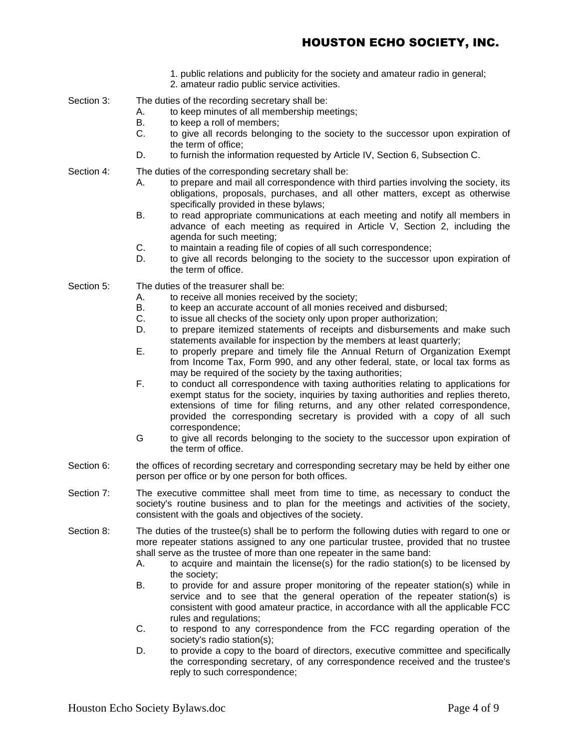1. public relations and publicity for the society and amateur radio in general;
2. amateur radio public service activities.

Section 3: The duties of the recording secretary shall be:

- A. to keep minutes of all membership meetings;
- B. to keep a roll of members;
- C. to give all records belonging to the society to the successor upon expiration of the term of office;
- D. to furnish the information requested by Article IV, Section 6, Subsection C.

Section 4: The duties of the corresponding secretary shall be:

- A. to prepare and mail all correspondence with third parties involving the society, its obligations, proposals, purchases, and all other matters, except as otherwise specifically provided in these bylaws;
- B. to read appropriate communications at each meeting and notify all members in advance of each meeting as required in Article V, Section 2, including the agenda for such meeting;
- C. to maintain a reading file of copies of all such correspondence;
- D. to give all records belonging to the society to the successor upon expiration of the term of office.

Section 5: The duties of the treasurer shall be:

- A. to receive all monies received by the society;
- B. to keep an accurate account of all monies received and disbursed;
- C. to issue all checks of the society only upon proper authorization;
- D. to prepare itemized statements of receipts and disbursements and make such statements available for inspection by the members at least quarterly;
- E. to properly prepare and timely file the Annual Return of Organization Exempt from Income Tax, Form 990, and any other federal, state, or local tax forms as may be required of the society by the taxing authorities;
- F. to conduct all correspondence with taxing authorities relating to applications for exempt status for the society, inquiries by taxing authorities and replies thereto, extensions of time for filing returns, and any other related correspondence, provided the corresponding secretary is provided with a copy of all such correspondence;
- G to give all records belonging to the society to the successor upon expiration of the term of office.

Section 6: the offices of recording secretary and corresponding secretary may be held by either one person per office or by one person for both offices.

Section 7: The executive committee shall meet from time to time, as necessary to conduct the society's routine business and to plan for the meetings and activities of the society, consistent with the goals and objectives of the society.

Section 8: The duties of the trustee(s) shall be to perform the following duties with regard to one or more repeater stations assigned to any one particular trustee, provided that no trustee shall serve as the trustee of more than one repeater in the same band:

- A. to acquire and maintain the license(s) for the radio station(s) to be licensed by the society;
- B. to provide for and assure proper monitoring of the repeater station(s) while in service and to see that the general operation of the repeater station(s) is consistent with good amateur practice, in accordance with all the applicable FCC rules and regulations;
- C. to respond to any correspondence from the FCC regarding operation of the society's radio station(s);
- D. to provide a copy to the board of directors, executive committee and specifically the corresponding secretary, of any correspondence received and the trustee's reply to such correspondence;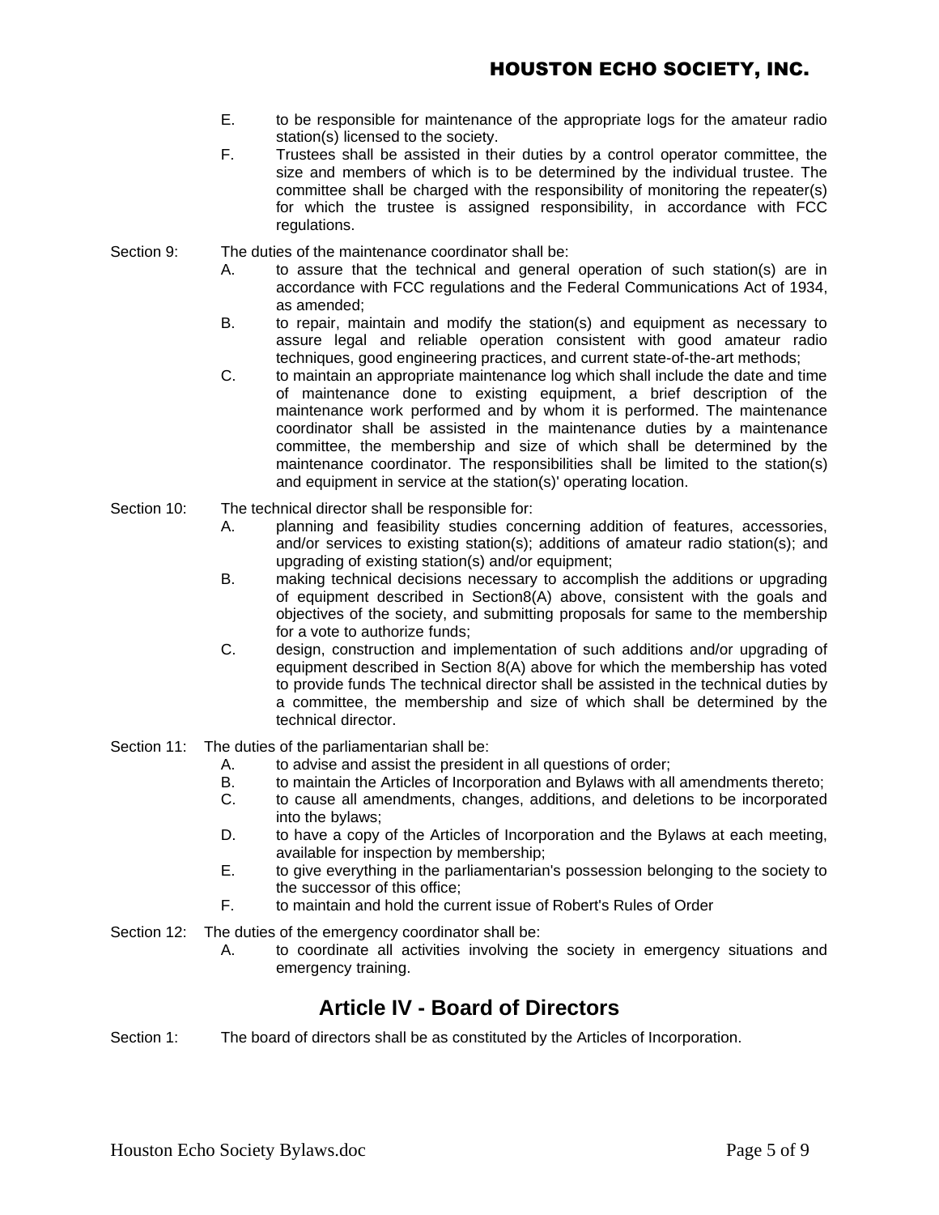E. to be responsible for maintenance of the appropriate logs for the amateur radio station(s) licensed to the society.

F. Trustees shall be assisted in their duties by a control operator committee, the size and members of which is to be determined by the individual trustee. The committee shall be charged with the responsibility of monitoring the repeater(s) for which the trustee is assigned responsibility, in accordance with FCC regulations.

Section 9: The duties of the maintenance coordinator shall be:

A. to assure that the technical and general operation of such station(s) are in accordance with FCC regulations and the Federal Communications Act of 1934, as amended;

B. to repair, maintain and modify the station(s) and equipment as necessary to assure legal and reliable operation consistent with good amateur radio techniques, good engineering practices, and current state-of-the-art methods;

C. to maintain an appropriate maintenance log which shall include the date and time of maintenance done to existing equipment, a brief description of the maintenance work performed and by whom it is performed. The maintenance coordinator shall be assisted in the maintenance duties by a maintenance committee, the membership and size of which shall be determined by the maintenance coordinator. The responsibilities shall be limited to the station(s) and equipment in service at the station(s)' operating location.

Section 10: The technical director shall be responsible for:

A. planning and feasibility studies concerning addition of features, accessories, and/or services to existing station(s); additions of amateur radio station(s); and upgrading of existing station(s) and/or equipment;

B. making technical decisions necessary to accomplish the additions or upgrading of equipment described in Section8(A) above, consistent with the goals and objectives of the society, and submitting proposals for same to the membership for a vote to authorize funds;

C. design, construction and implementation of such additions and/or upgrading of equipment described in Section 8(A) above for which the membership has voted to provide funds The technical director shall be assisted in the technical duties by a committee, the membership and size of which shall be determined by the technical director.

Section 11: The duties of the parliamentarian shall be:

A. to advise and assist the president in all questions of order;

B. to maintain the Articles of Incorporation and Bylaws with all amendments thereto;

C. to cause all amendments, changes, additions, and deletions to be incorporated into the bylaws;

D. to have a copy of the Articles of Incorporation and the Bylaws at each meeting, available for inspection by membership;

E. to give everything in the parliamentarian's possession belonging to the society to the successor of this office;

F. to maintain and hold the current issue of Robert's Rules of Order

Section 12: The duties of the emergency coordinator shall be:

A. to coordinate all activities involving the society in emergency situations and emergency training.

## Article IV - Board of Directors

Section 1: The board of directors shall be as constituted by the Articles of Incorporation.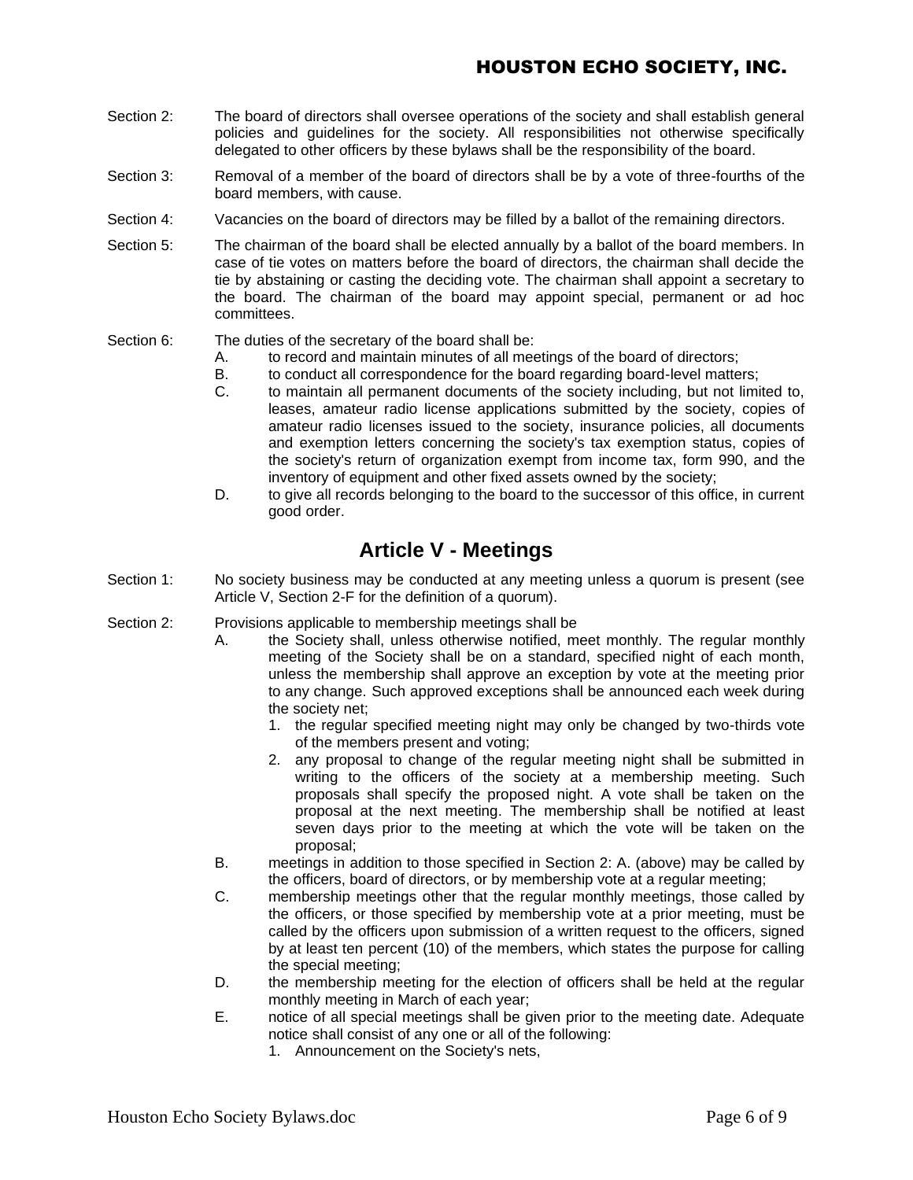Section 2: The board of directors shall oversee operations of the society and shall establish general policies and guidelines for the society. All responsibilities not otherwise specifically delegated to other officers by these bylaws shall be the responsibility of the board.

Section 3: Removal of a member of the board of directors shall be by a vote of three-fourths of the board members, with cause.

Section 4: Vacancies on the board of directors may be filled by a ballot of the remaining directors.

Section 5: The chairman of the board shall be elected annually by a ballot of the board members. In case of tie votes on matters before the board of directors, the chairman shall decide the tie by abstaining or casting the deciding vote. The chairman shall appoint a secretary to the board. The chairman of the board may appoint special, permanent or ad hoc committees.

Section 6: The duties of the secretary of the board shall be:

- A. to record and maintain minutes of all meetings of the board of directors;
- B. to conduct all correspondence for the board regarding board-level matters;
- C. to maintain all permanent documents of the society including, but not limited to, leases, amateur radio license applications submitted by the society, copies of amateur radio licenses issued to the society, insurance policies, all documents and exemption letters concerning the society's tax exemption status, copies of the society's return of organization exempt from income tax, form 990, and the inventory of equipment and other fixed assets owned by the society;
- D. to give all records belonging to the board to the successor of this office, in current good order.

## Article V - Meetings

Section 1: No society business may be conducted at any meeting unless a quorum is present (see Article V, Section 2-F for the definition of a quorum).

Section 2: Provisions applicable to membership meetings shall be

- A. the Society shall, unless otherwise notified, meet monthly. The regular monthly meeting of the Society shall be on a standard, specified night of each month, unless the membership shall approve an exception by vote at the meeting prior to any change. Such approved exceptions shall be announced each week during the society net;
  1. the regular specified meeting night may only be changed by two-thirds vote of the members present and voting;
  2. any proposal to change of the regular meeting night shall be submitted in writing to the officers of the society at a membership meeting. Such proposals shall specify the proposed night. A vote shall be taken on the proposal at the next meeting. The membership shall be notified at least seven days prior to the meeting at which the vote will be taken on the proposal;
- B. meetings in addition to those specified in Section 2: A. (above) may be called by the officers, board of directors, or by membership vote at a regular meeting;
- C. membership meetings other that the regular monthly meetings, those called by the officers, or those specified by membership vote at a prior meeting, must be called by the officers upon submission of a written request to the officers, signed by at least ten percent (10) of the members, which states the purpose for calling the special meeting;
- D. the membership meeting for the election of officers shall be held at the regular monthly meeting in March of each year;
- E. notice of all special meetings shall be given prior to the meeting date. Adequate notice shall consist of any one or all of the following:
  1. Announcement on the Society's nets,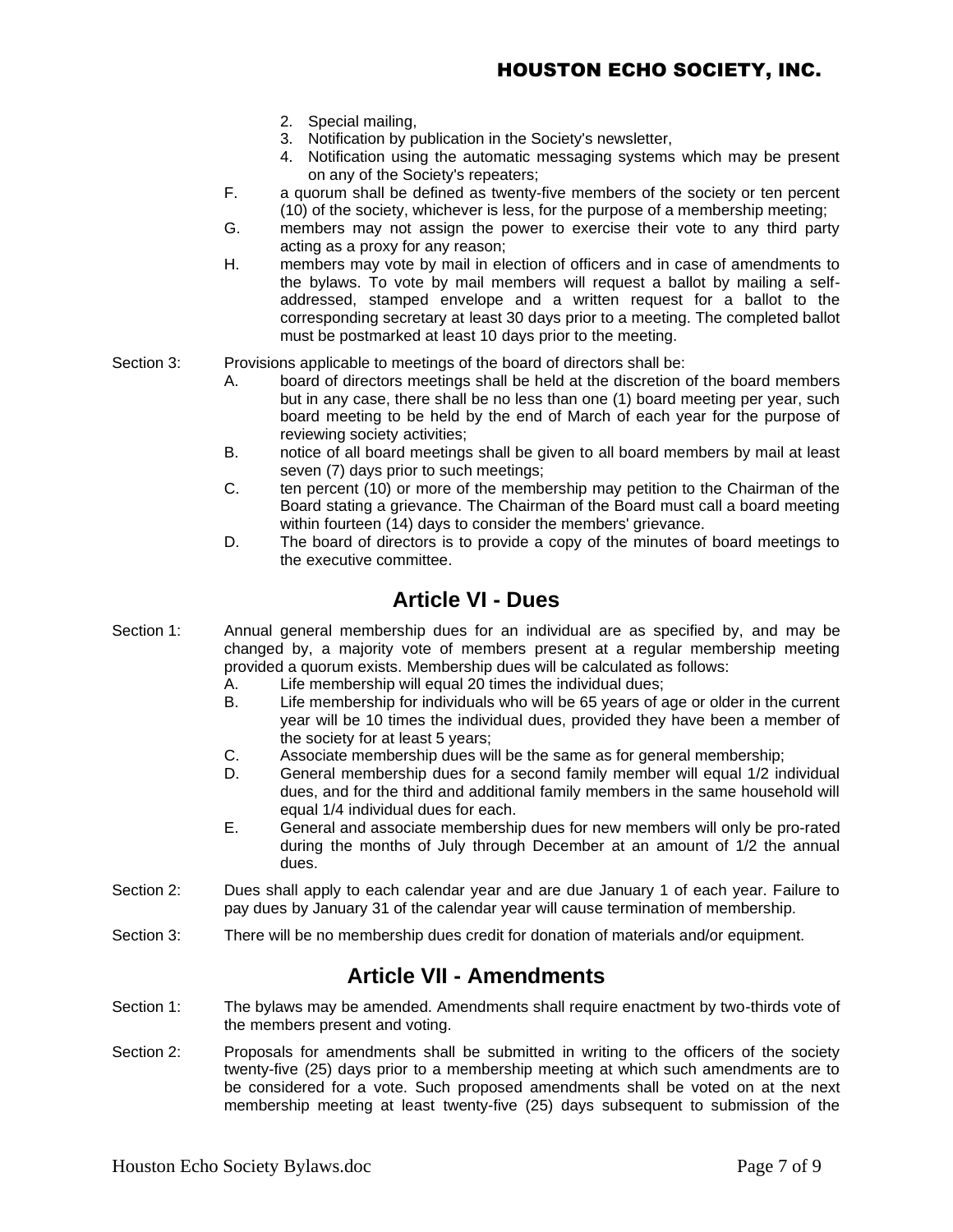2. Special mailing,
3. Notification by publication in the Society's newsletter,
4. Notification using the automatic messaging systems which may be present on any of the Society's repeaters;

F. a quorum shall be defined as twenty-five members of the society or ten percent (10) of the society, whichever is less, for the purpose of a membership meeting;

G. members may not assign the power to exercise their vote to any third party acting as a proxy for any reason;

H. members may vote by mail in election of officers and in case of amendments to the bylaws. To vote by mail members will request a ballot by mailing a self-addressed, stamped envelope and a written request for a ballot to the corresponding secretary at least 30 days prior to a meeting. The completed ballot must be postmarked at least 10 days prior to the meeting.

Section 3: Provisions applicable to meetings of the board of directors shall be:

A. board of directors meetings shall be held at the discretion of the board members but in any case, there shall be no less than one (1) board meeting per year, such board meeting to be held by the end of March of each year for the purpose of reviewing society activities;

B. notice of all board meetings shall be given to all board members by mail at least seven (7) days prior to such meetings;

C. ten percent (10) or more of the membership may petition to the Chairman of the Board stating a grievance. The Chairman of the Board must call a board meeting within fourteen (14) days to consider the members' grievance.

D. The board of directors is to provide a copy of the minutes of board meetings to the executive committee.

## Article VI - Dues

Section 1: Annual general membership dues for an individual are as specified by, and may be changed by, a majority vote of members present at a regular membership meeting provided a quorum exists. Membership dues will be calculated as follows:

A. Life membership will equal 20 times the individual dues;

B. Life membership for individuals who will be 65 years of age or older in the current year will be 10 times the individual dues, provided they have been a member of the society for at least 5 years;

C. Associate membership dues will be the same as for general membership;

D. General membership dues for a second family member will equal 1/2 individual dues, and for the third and additional family members in the same household will equal 1/4 individual dues for each.

E. General and associate membership dues for new members will only be pro-rated during the months of July through December at an amount of 1/2 the annual dues.

Section 2: Dues shall apply to each calendar year and are due January 1 of each year. Failure to pay dues by January 31 of the calendar year will cause termination of membership.

Section 3: There will be no membership dues credit for donation of materials and/or equipment.

## Article VII - Amendments

Section 1: The bylaws may be amended. Amendments shall require enactment by two-thirds vote of the members present and voting.

Section 2: Proposals for amendments shall be submitted in writing to the officers of the society twenty-five (25) days prior to a membership meeting at which such amendments are to be considered for a vote. Such proposed amendments shall be voted on at the next membership meeting at least twenty-five (25) days subsequent to submission of the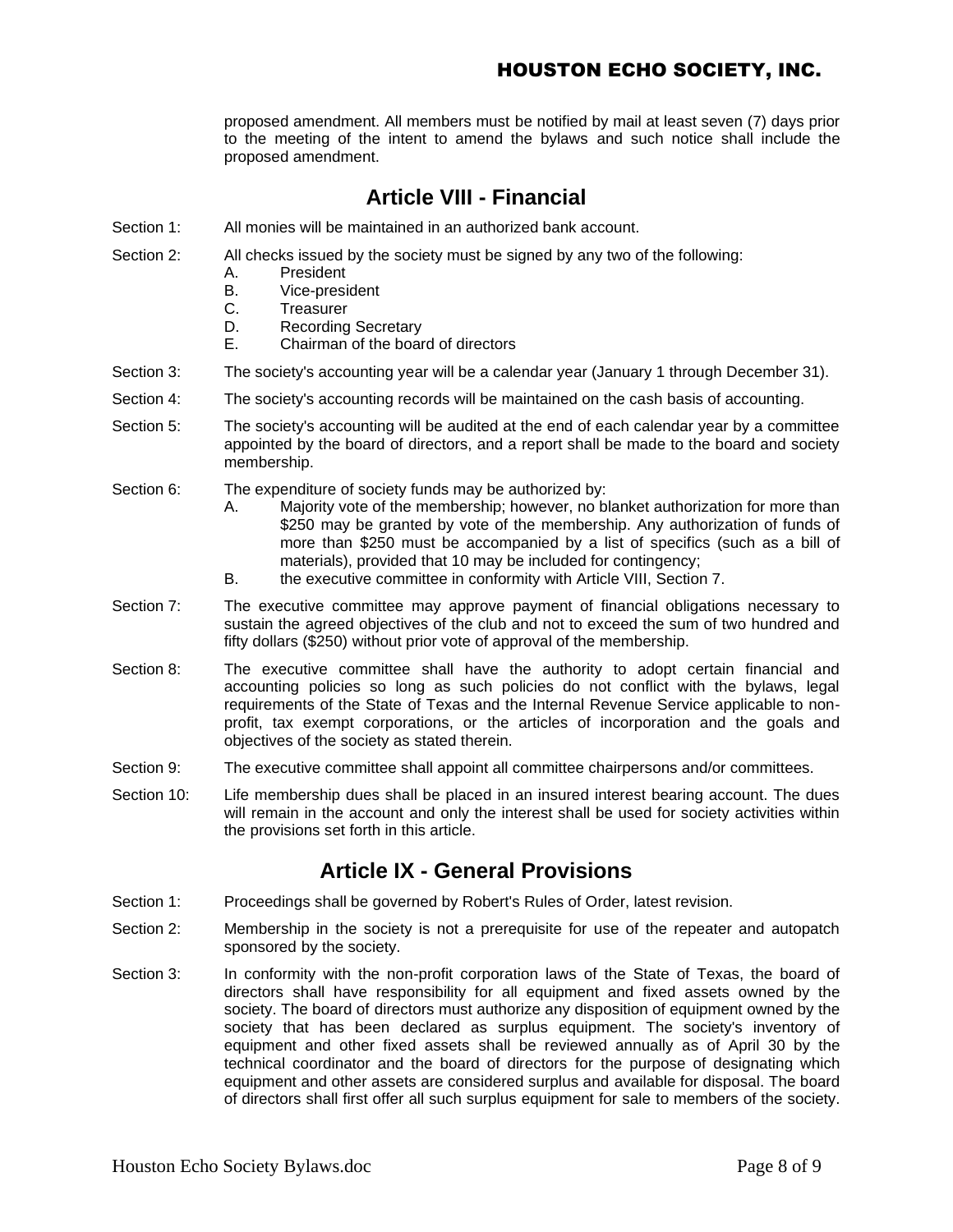proposed amendment. All members must be notified by mail at least seven (7) days prior to the meeting of the intent to amend the bylaws and such notice shall include the proposed amendment.

## Article VIII - Financial

Section 1: All monies will be maintained in an authorized bank account.

Section 2: All checks issued by the society must be signed by any two of the following:

- A. President
- B. Vice-president
- C. Treasurer
- D. Recording Secretary
- E. Chairman of the board of directors

Section 3: The society's accounting year will be a calendar year (January 1 through December 31).

Section 4: The society's accounting records will be maintained on the cash basis of accounting.

Section 5: The society's accounting will be audited at the end of each calendar year by a committee appointed by the board of directors, and a report shall be made to the board and society membership.

Section 6: The expenditure of society funds may be authorized by:

- A. Majority vote of the membership; however, no blanket authorization for more than $250 may be granted by vote of the membership. Any authorization of funds of more than $250 must be accompanied by a list of specifics (such as a bill of materials), provided that 10 may be included for contingency;
- B. the executive committee in conformity with Article VIII, Section 7.

Section 7: The executive committee may approve payment of financial obligations necessary to sustain the agreed objectives of the club and not to exceed the sum of two hundred and fifty dollars ($250) without prior vote of approval of the membership.

Section 8: The executive committee shall have the authority to adopt certain financial and accounting policies so long as such policies do not conflict with the bylaws, legal requirements of the State of Texas and the Internal Revenue Service applicable to non-profit, tax exempt corporations, or the articles of incorporation and the goals and objectives of the society as stated therein.

Section 9: The executive committee shall appoint all committee chairpersons and/or committees.

Section 10: Life membership dues shall be placed in an insured interest bearing account. The dues will remain in the account and only the interest shall be used for society activities within the provisions set forth in this article.

## Article IX - General Provisions

Section 1: Proceedings shall be governed by Robert's Rules of Order, latest revision.

Section 2: Membership in the society is not a prerequisite for use of the repeater and autopatch sponsored by the society.

Section 3: In conformity with the non-profit corporation laws of the State of Texas, the board of directors shall have responsibility for all equipment and fixed assets owned by the society. The board of directors must authorize any disposition of equipment owned by the society that has been declared as surplus equipment. The society's inventory of equipment and other fixed assets shall be reviewed annually as of April 30 by the technical coordinator and the board of directors for the purpose of designating which equipment and other assets are considered surplus and available for disposal. The board of directors shall first offer all such surplus equipment for sale to members of the society.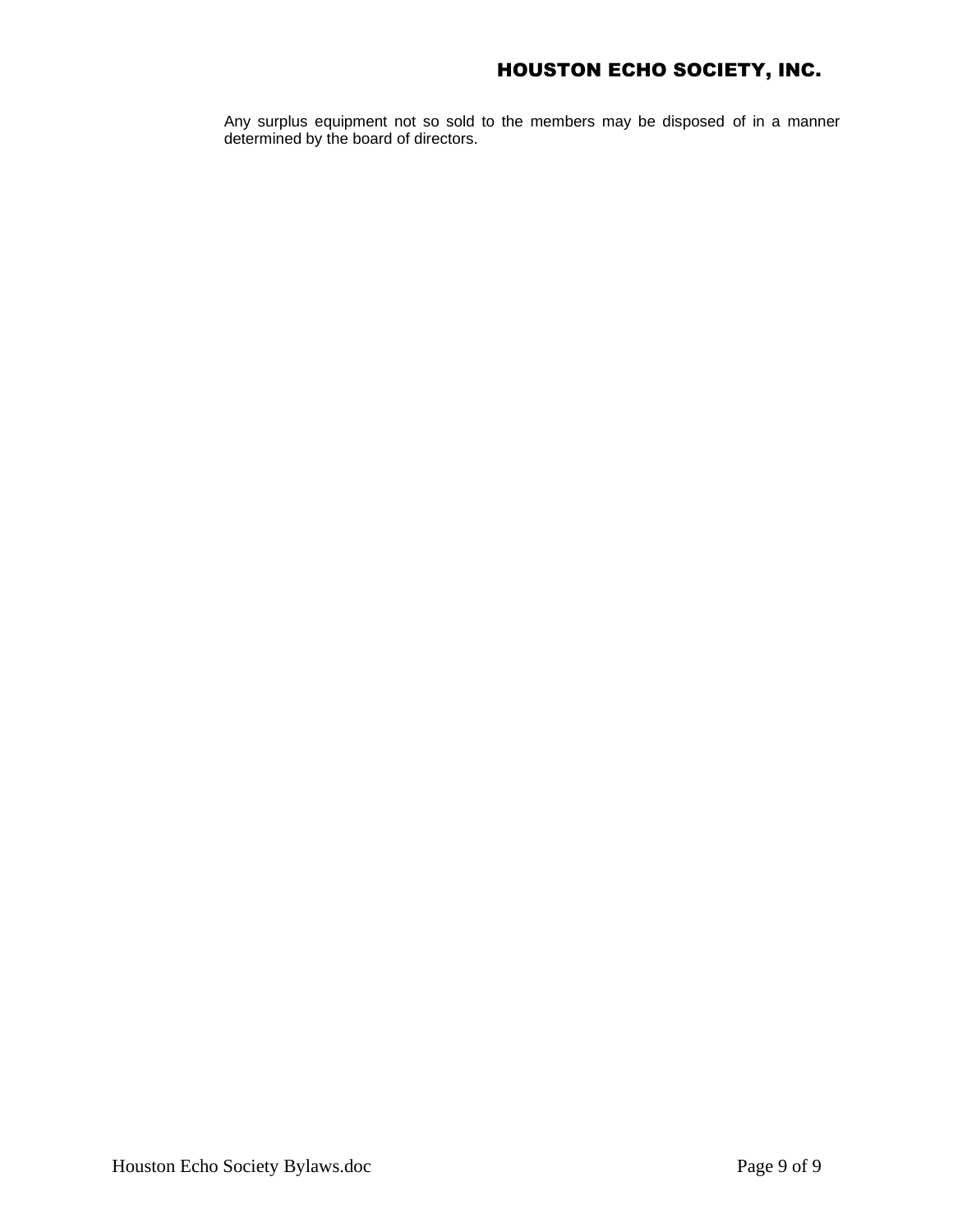Any surplus equipment not so sold to the members may be disposed of in a manner determined by the board of directors.